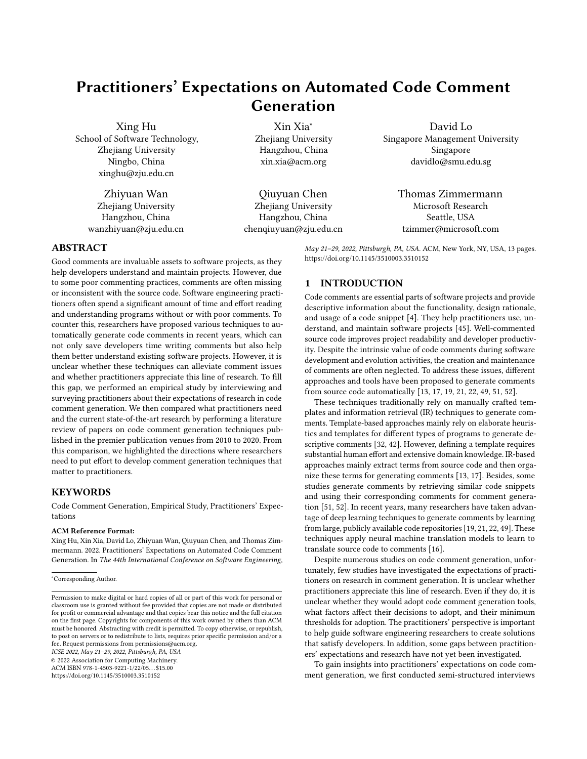# Practitioners' Expectations on Automated Code Comment Generation

Xing Hu
School of Software Technology,
Zhejiang University
Ningbo, China
xinghu@zju.edu.cn

Xin Xia[*]
Zhejiang University
Hangzhou, China
xin.xia@acm.org

David Lo
Singapore Management University
Singapore
davidlo@smu.edu.sg

Zhiyuan Wan
Zhejiang University
Hangzhou, China
wanzhiyuan@zju.edu.cn

Qiuyuan Chen
Zhejiang University
Hangzhou, China
chenqiuyuan@zju.edu.cn

Thomas Zimmermann
Microsoft Research
Seattle, USA
tzimmer@microsoft.com

## ABSTRACT

Good comments are invaluable assets to software projects, as they help developers understand and maintain projects. However, due to some poor commenting practices, comments are often missing or inconsistent with the source code. Software engineering practitioners often spend a significant amount of time and effort reading and understanding programs without or with poor comments. To counter this, researchers have proposed various techniques to automatically generate code comments in recent years, which can not only save developers time writing comments but also help them better understand existing software projects. However, it is unclear whether these techniques can alleviate comment issues and whether practitioners appreciate this line of research. To fill this gap, we performed an empirical study by interviewing and surveying practitioners about their expectations of research in code comment generation. We then compared what practitioners need and the current state-of-the-art research by performing a literature review of papers on code comment generation techniques published in the premier publication venues from 2010 to 2020. From this comparison, we highlighted the directions where researchers need to put effort to develop comment generation techniques that matter to practitioners.

## KEYWORDS

Code Comment Generation, Empirical Study, Practitioners' Expectations

**ACM Reference Format:**

Xing Hu, Xin Xia, David Lo, Zhiyuan Wan, Qiuyuan Chen, and Thomas Zimmermann. 2022. Practitioners' Expectations on Automated Code Comment Generation. In *The 44th International Conference on Software Engineering, May 21–29, 2022, Pittsburgh, PA, USA.* ACM, New York, NY, USA, 13 pages. https://doi.org/10.1145/3510003.3510152

[*]Corresponding Author.

Permission to make digital or hard copies of all or part of this work for personal or classroom use is granted without fee provided that copies are not made or distributed for profit or commercial advantage and that copies bear this notice and the full citation on the first page. Copyrights for components of this work owned by others than ACM must be honored. Abstracting with credit is permitted. To copy otherwise, or republish, to post on servers or to redistribute to lists, requires prior specific permission and/or a fee. Request permissions from permissions@acm.org.
*ICSE 2022, May 21–29, 2022, Pittsburgh, PA, USA*
© 2022 Association for Computing Machinery.
ACM ISBN 978-1-4503-9221-1/22/05…$15.00
https://doi.org/10.1145/3510003.3510152

## 1 INTRODUCTION

Code comments are essential parts of software projects and provide descriptive information about the functionality, design rationale, and usage of a code snippet [4]. They help practitioners use, understand, and maintain software projects [45]. Well-commented source code improves project readability and developer productivity. Despite the intrinsic value of code comments during software development and evolution activities, the creation and maintenance of comments are often neglected. To address these issues, different approaches and tools have been proposed to generate comments from source code automatically [13, 17, 19, 21, 22, 49, 51, 52].

These techniques traditionally rely on manually crafted templates and information retrieval (IR) techniques to generate comments. Template-based approaches mainly rely on elaborate heuristics and templates for different types of programs to generate descriptive comments [32, 42]. However, defining a template requires substantial human effort and extensive domain knowledge. IR-based approaches mainly extract terms from source code and then organize these terms for generating comments [13, 17]. Besides, some studies generate comments by retrieving similar code snippets and using their corresponding comments for comment generation [51, 52]. In recent years, many researchers have taken advantage of deep learning techniques to generate comments by learning from large, publicly available code repositories [19, 21, 22, 49]. These techniques apply neural machine translation models to learn to translate source code to comments [16].

Despite numerous studies on code comment generation, unfortunately, few studies have investigated the expectations of practitioners on research in comment generation. It is unclear whether practitioners appreciate this line of research. Even if they do, it is unclear whether they would adopt code comment generation tools, what factors affect their decisions to adopt, and their minimum thresholds for adoption. The practitioners' perspective is important to help guide software engineering researchers to create solutions that satisfy developers. In addition, some gaps between practitioners' expectations and research have not yet been investigated.

To gain insights into practitioners' expectations on code comment generation, we first conducted semi-structured interviews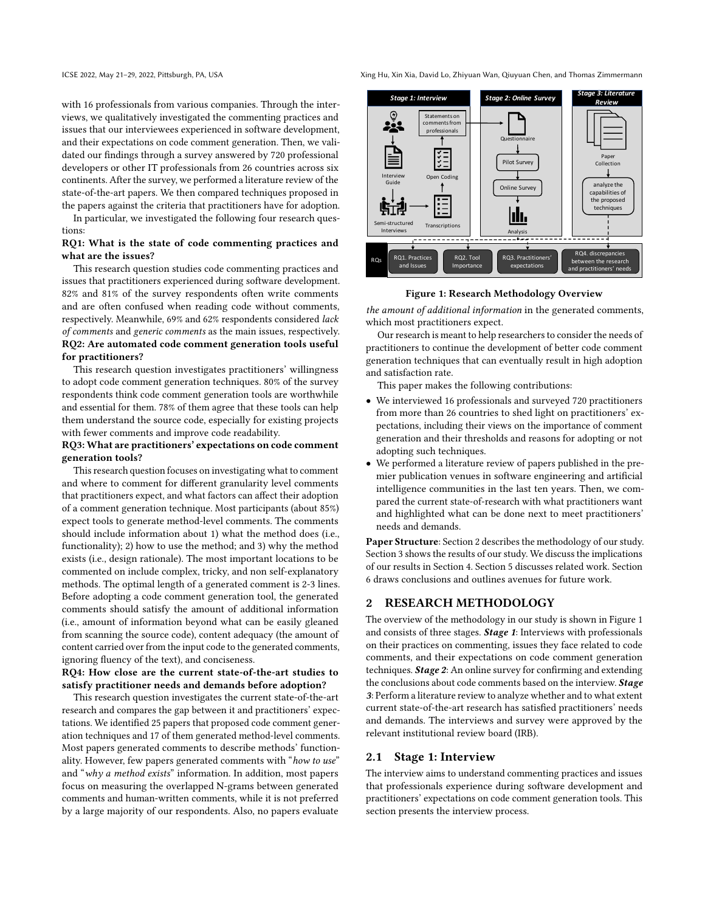with 16 professionals from various companies. Through the interviews, we qualitatively investigated the commenting practices and issues that our interviewees experienced in software development, and their expectations on code comment generation. Then, we validated our findings through a survey answered by 720 professional developers or other IT professionals from 26 countries across six continents. After the survey, we performed a literature review of the state-of-the-art papers. We then compared techniques proposed in the papers against the criteria that practitioners have for adoption.

In particular, we investigated the following four research questions:

**RQ1: What is the state of code commenting practices and what are the issues?**

This research question studies code commenting practices and issues that practitioners experienced during software development. 82% and 81% of the survey respondents often write comments and are often confused when reading code without comments, respectively. Meanwhile, 69% and 62% respondents considered *lack of comments* and *generic comments* as the main issues, respectively.

**RQ2: Are automated code comment generation tools useful for practitioners?**

This research question investigates practitioners' willingness to adopt code comment generation techniques. 80% of the survey respondents think code comment generation tools are worthwhile and essential for them. 78% of them agree that these tools can help them understand the source code, especially for existing projects with fewer comments and improve code readability.

**RQ3: What are practitioners' expectations on code comment generation tools?**

This research question focuses on investigating what to comment and where to comment for different granularity level comments that practitioners expect, and what factors can affect their adoption of a comment generation technique. Most participants (about 85%) expect tools to generate method-level comments. The comments should include information about 1) what the method does (i.e., functionality); 2) how to use the method; and 3) why the method exists (i.e., design rationale). The most important locations to be commented on include complex, tricky, and non self-explanatory methods. The optimal length of a generated comment is 2-3 lines. Before adopting a code comment generation tool, the generated comments should satisfy the amount of additional information (i.e., amount of information beyond what can be easily gleaned from scanning the source code), content adequacy (the amount of content carried over from the input code to the generated comments, ignoring fluency of the text), and conciseness.

**RQ4: How close are the current state-of-the-art studies to satisfy practitioner needs and demands before adoption?**

This research question investigates the current state-of-the-art research and compares the gap between it and practitioners' expectations. We identified 25 papers that proposed code comment generation techniques and 17 of them generated method-level comments. Most papers generated comments to describe methods' functionality. However, few papers generated comments with "*how to use*" and "*why a method exists*" information. In addition, most papers focus on measuring the overlapped N-grams between generated comments and human-written comments, while it is not preferred by a large majority of our respondents. Also, no papers evaluate

Stage 1: Interview
Statements on comments from professionals
Interview Guide
Open Coding
Semi-structured Interviews
Transcriptions
Stage 2: Online Survey
Questionnaire
Pilot Survey
Online Survey
Analysis
Stage 3: Literature Review
Paper Collection
analyze the capabilities of the proposed techniques
RQs
RQ1. Practices and Issues
RQ2. Tool Importance
RQ3. Practitioners' expectations
RQ4. discrepancies between the research and practitioners' needs

**Figure 1: Research Methodology Overview**

*the amount of additional information* in the generated comments, which most practitioners expect.

Our research is meant to help researchers to consider the needs of practitioners to continue the development of better code comment generation techniques that can eventually result in high adoption and satisfaction rate.

This paper makes the following contributions:

- We interviewed 16 professionals and surveyed 720 practitioners from more than 26 countries to shed light on practitioners' expectations, including their views on the importance of comment generation and their thresholds and reasons for adopting or not adopting such techniques.
- We performed a literature review of papers published in the premier publication venues in software engineering and artificial intelligence communities in the last ten years. Then, we compared the current state-of-research with what practitioners want and highlighted what can be done next to meet practitioners' needs and demands.

**Paper Structure**: Section 2 describes the methodology of our study. Section 3 shows the results of our study. We discuss the implications of our results in Section 4. Section 5 discusses related work. Section 6 draws conclusions and outlines avenues for future work.

## 2 RESEARCH METHODOLOGY

The overview of the methodology in our study is shown in Figure 1 and consists of three stages. ***Stage 1***: Interviews with professionals on their practices on commenting, issues they face related to code comments, and their expectations on code comment generation techniques. ***Stage 2***: An online survey for confirming and extending the conclusions about code comments based on the interview. ***Stage 3***: Perform a literature review to analyze whether and to what extent current state-of-the-art research has satisfied practitioners' needs and demands. The interviews and survey were approved by the relevant institutional review board (IRB).

### 2.1 Stage 1: Interview

The interview aims to understand commenting practices and issues that professionals experience during software development and practitioners' expectations on code comment generation tools. This section presents the interview process.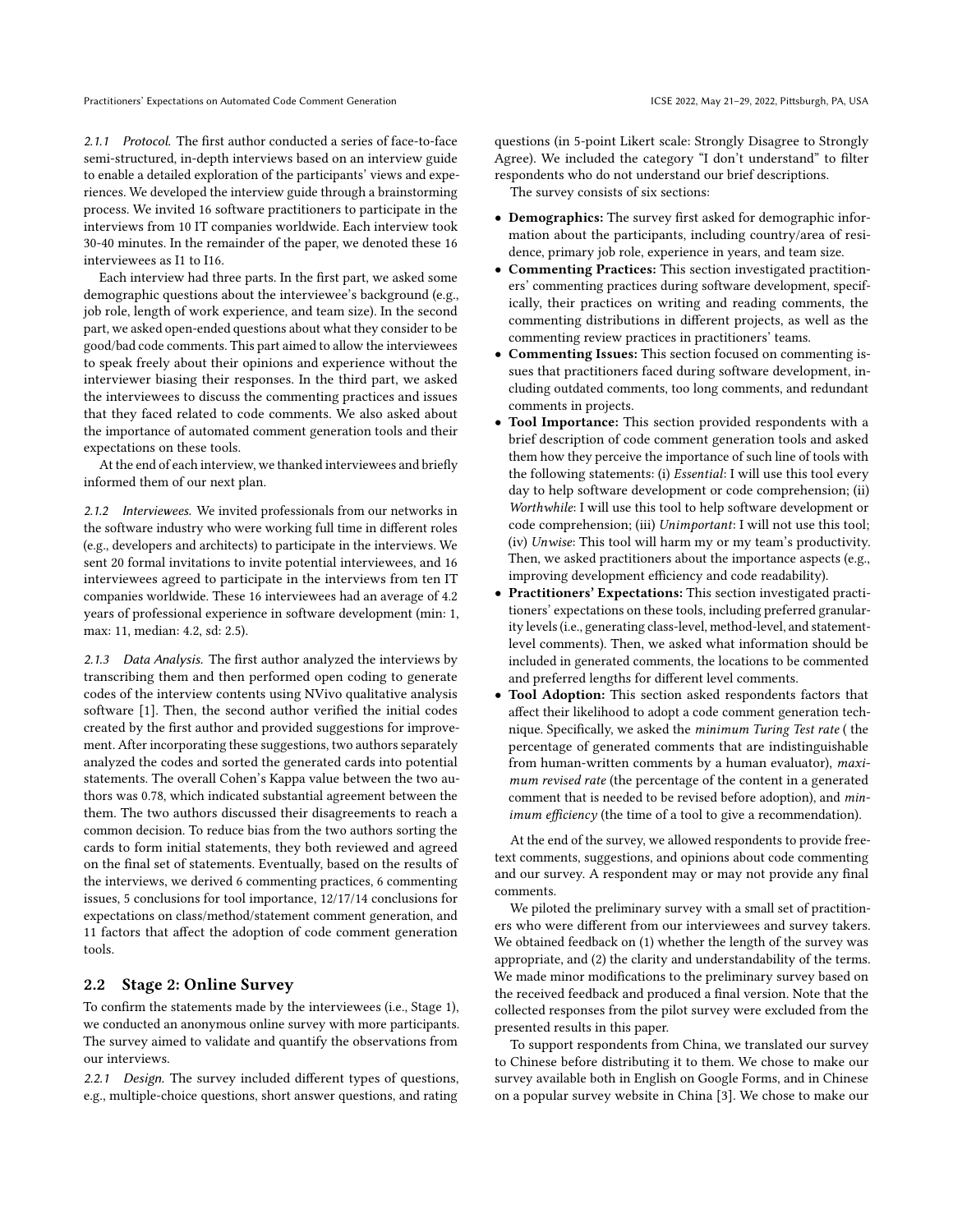#### 2.1.1 Protocol.

The first author conducted a series of face-to-face semi-structured, in-depth interviews based on an interview guide to enable a detailed exploration of the participants' views and experiences. We developed the interview guide through a brainstorming process. We invited 16 software practitioners to participate in the interviews from 10 IT companies worldwide. Each interview took 30-40 minutes. In the remainder of the paper, we denoted these 16 interviewees as I1 to I16.

Each interview had three parts. In the first part, we asked some demographic questions about the interviewee's background (e.g., job role, length of work experience, and team size). In the second part, we asked open-ended questions about what they consider to be good/bad code comments. This part aimed to allow the interviewees to speak freely about their opinions and experience without the interviewer biasing their responses. In the third part, we asked the interviewees to discuss the commenting practices and issues that they faced related to code comments. We also asked about the importance of automated comment generation tools and their expectations on these tools.

At the end of each interview, we thanked interviewees and briefly informed them of our next plan.

#### 2.1.2 Interviewees.

We invited professionals from our networks in the software industry who were working full time in different roles (e.g., developers and architects) to participate in the interviews. We sent 20 formal invitations to invite potential interviewees, and 16 interviewees agreed to participate in the interviews from ten IT companies worldwide. These 16 interviewees had an average of 4.2 years of professional experience in software development (min: 1, max: 11, median: 4.2, sd: 2.5).

#### 2.1.3 Data Analysis.

The first author analyzed the interviews by transcribing them and then performed open coding to generate codes of the interview contents using NVivo qualitative analysis software [1]. Then, the second author verified the initial codes created by the first author and provided suggestions for improvement. After incorporating these suggestions, two authors separately analyzed the codes and sorted the generated cards into potential statements. The overall Cohen's Kappa value between the two authors was 0.78, which indicated substantial agreement between the them. The two authors discussed their disagreements to reach a common decision. To reduce bias from the two authors sorting the cards to form initial statements, they both reviewed and agreed on the final set of statements. Eventually, based on the results of the interviews, we derived 6 commenting practices, 6 commenting issues, 5 conclusions for tool importance, 12/17/14 conclusions for expectations on class/method/statement comment generation, and 11 factors that affect the adoption of code comment generation tools.

## 2.2 Stage 2: Online Survey

To confirm the statements made by the interviewees (i.e., Stage 1), we conducted an anonymous online survey with more participants. The survey aimed to validate and quantify the observations from our interviews.

#### 2.2.1 Design.

The survey included different types of questions, e.g., multiple-choice questions, short answer questions, and rating questions (in 5-point Likert scale: Strongly Disagree to Strongly Agree). We included the category "I don't understand" to filter respondents who do not understand our brief descriptions.

The survey consists of six sections:

- **Demographics:** The survey first asked for demographic information about the participants, including country/area of residence, primary job role, experience in years, and team size.
- **Commenting Practices:** This section investigated practitioners' commenting practices during software development, specifically, their practices on writing and reading comments, the commenting distributions in different projects, as well as the commenting review practices in practitioners' teams.
- **Commenting Issues:** This section focused on commenting issues that practitioners faced during software development, including outdated comments, too long comments, and redundant comments in projects.
- **Tool Importance:** This section provided respondents with a brief description of code comment generation tools and asked them how they perceive the importance of such line of tools with the following statements: (i) *Essential*: I will use this tool every day to help software development or code comprehension; (ii) *Worthwhile*: I will use this tool to help software development or code comprehension; (iii) *Unimportant*: I will not use this tool; (iv) *Unwise*: This tool will harm my or my team's productivity. Then, we asked practitioners about the importance aspects (e.g., improving development efficiency and code readability).
- **Practitioners' Expectations:** This section investigated practitioners' expectations on these tools, including preferred granularity levels (i.e., generating class-level, method-level, and statement-level comments). Then, we asked what information should be included in generated comments, the locations to be commented and preferred lengths for different level comments.
- **Tool Adoption:** This section asked respondents factors that affect their likelihood to adopt a code comment generation technique. Specifically, we asked the *minimum Turing Test rate* ( the percentage of generated comments that are indistinguishable from human-written comments by a human evaluator), *maximum revised rate* (the percentage of the content in a generated comment that is needed to be revised before adoption), and *minimum efficiency* (the time of a tool to give a recommendation).

At the end of the survey, we allowed respondents to provide free-text comments, suggestions, and opinions about code commenting and our survey. A respondent may or may not provide any final comments.

We piloted the preliminary survey with a small set of practitioners who were different from our interviewees and survey takers. We obtained feedback on (1) whether the length of the survey was appropriate, and (2) the clarity and understandability of the terms. We made minor modifications to the preliminary survey based on the received feedback and produced a final version. Note that the collected responses from the pilot survey were excluded from the presented results in this paper.

To support respondents from China, we translated our survey to Chinese before distributing it to them. We chose to make our survey available both in English on Google Forms, and in Chinese on a popular survey website in China [3]. We chose to make our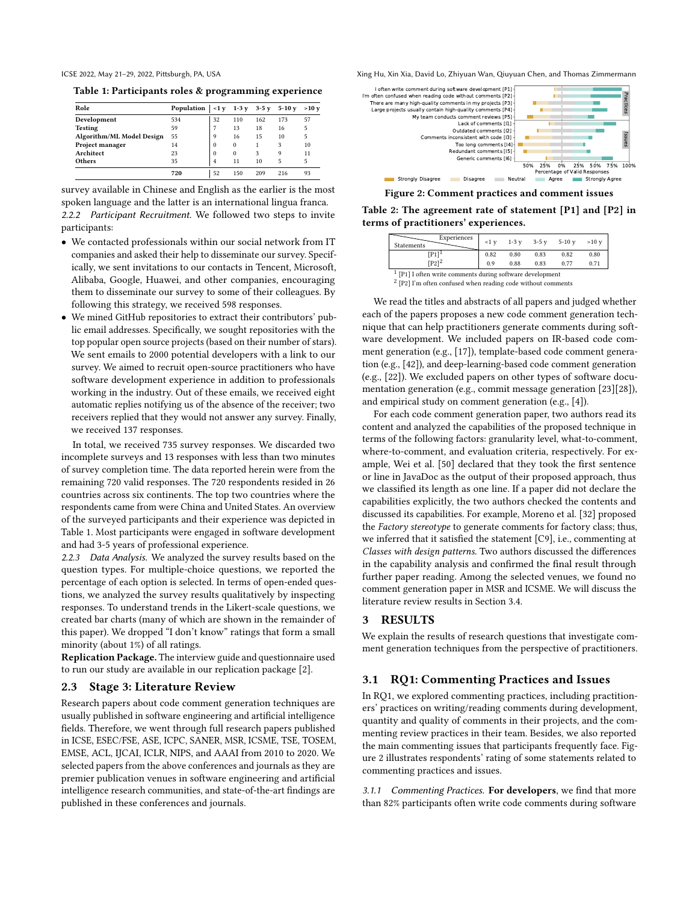**Table 1: Participants roles & programming experience**

| Role | Population | <1 y | 1-3 y | 3-5 y | 5-10 y | >10 y |
|---|---|---|---|---|---|---|
| **Development** | 534 | 32 | 110 | 162 | 173 | 57 |
| **Testing** | 59 | 7 | 13 | 18 | 16 | 5 |
| **Algorithm/ML Model Design** | 55 | 9 | 16 | 15 | 10 | 5 |
| **Project manager** | 14 | 0 | 0 | 1 | 3 | 10 |
| **Architect** | 23 | 0 | 0 | 3 | 9 | 11 |
| **Others** | 35 | 4 | 11 | 10 | 5 | 5 |
| | **720** | 52 | 150 | 209 | 216 | 93 |

survey available in Chinese and English as the earlier is the most spoken language and the latter is an international lingua franca.

*2.2.2 Participant Recruitment.* We followed two steps to invite participants:

- We contacted professionals within our social network from IT companies and asked their help to disseminate our survey. Specifically, we sent invitations to our contacts in Tencent, Microsoft, Alibaba, Google, Huawei, and other companies, encouraging them to disseminate our survey to some of their colleagues. By following this strategy, we received 598 responses.
- We mined GitHub repositories to extract their contributors' public email addresses. Specifically, we sought repositories with the top popular open source projects (based on their number of stars). We sent emails to 2000 potential developers with a link to our survey. We aimed to recruit open-source practitioners who have software development experience in addition to professionals working in the industry. Out of these emails, we received eight automatic replies notifying us of the absence of the receiver; two receivers replied that they would not answer any survey. Finally, we received 137 responses.

In total, we received 735 survey responses. We discarded two incomplete surveys and 13 responses with less than two minutes of survey completion time. The data reported herein were from the remaining 720 valid responses. The 720 respondents resided in 26 countries across six continents. The top two countries where the respondents came from were China and United States. An overview of the surveyed participants and their experience was depicted in Table 1. Most participants were engaged in software development and had 3-5 years of professional experience.

*2.2.3 Data Analysis.* We analyzed the survey results based on the question types. For multiple-choice questions, we reported the percentage of each option is selected. In terms of open-ended questions, we analyzed the survey results qualitatively by inspecting responses. To understand trends in the Likert-scale questions, we created bar charts (many of which are shown in the remainder of this paper). We dropped "I don't know" ratings that form a small minority (about 1%) of all ratings.

**Replication Package.** The interview guide and questionnaire used to run our study are available in our replication package [2].

## 2.3 Stage 3: Literature Review

Research papers about code comment generation techniques are usually published in software engineering and artificial intelligence fields. Therefore, we went through full research papers published in ICSE, ESEC/FSE, ASE, ICPC, SANER, MSR, ICSME, TSE, TOSEM, EMSE, ACL, IJCAI, ICLR, NIPS, and AAAI from 2010 to 2020. We selected papers from the above conferences and journals as they are premier publication venues in software engineering and artificial intelligence research communities, and state-of-the-art findings are published in these conferences and journals.

I often write comment during software development [P1]
I'm often confused when reading code without comments [P2]
There are many high-quality comments in my projects [P3]
Large projects usually contain high-quality comments [P4]
My team conducts comment reviews [P5]
Lack of comments [I1]
Outdated comments [I2]
Comments inconsistent with code [I3]
Too long comments [I4]
Redundant comments [I5]
Generic comments [I6]
Practices
Issues
50% 25% 0% 25% 50% 75% 100%
Percentage of Valid Responses
Strongly Disagree Disagree Neutral Agree Strongly Agree

**Figure 2: Comment practices and comment issues**

**Table 2: The agreement rate of statement [P1] and [P2] in terms of practitioners' experiences.**

| Statements \ Experiences | <1 y | 1-3 y | 3-5 y | 5-10 y | >10 y |
|---|---|---|---|---|---|
| [P1][1] | 0.82 | 0.80 | 0.83 | 0.82 | 0.80 |
| [P2][2] | 0.9 | 0.88 | 0.83 | 0.77 | 0.71 |

[1] [P1] I often write comments during software development
[2] [P2] I'm often confused when reading code without comments

We read the titles and abstracts of all papers and judged whether each of the papers proposes a new code comment generation technique that can help practitioners generate comments during software development. We included papers on IR-based code comment generation (e.g., [17]), template-based code comment generation (e.g., [42]), and deep-learning-based code comment generation (e.g., [22]). We excluded papers on other types of software documentation generation (e.g., commit message generation [23][28]), and empirical study on comment generation (e.g., [4]).

For each code comment generation paper, two authors read its content and analyzed the capabilities of the proposed technique in terms of the following factors: granularity level, what-to-comment, where-to-comment, and evaluation criteria, respectively. For example, Wei et al. [50] declared that they took the first sentence or line in JavaDoc as the output of their proposed approach, thus we classified its length as one line. If a paper did not declare the capabilities explicitly, the two authors checked the contents and discussed its capabilities. For example, Moreno et al. [32] proposed the *Factory stereotype* to generate comments for factory class; thus, we inferred that it satisfied the statement [C9], i.e., commenting at *Classes with design patterns*. Two authors discussed the differences in the capability analysis and confirmed the final result through further paper reading. Among the selected venues, we found no comment generation paper in MSR and ICSME. We will discuss the literature review results in Section 3.4.

# 3 RESULTS

We explain the results of research questions that investigate comment generation techniques from the perspective of practitioners.

## 3.1 RQ1: Commenting Practices and Issues

In RQ1, we explored commenting practices, including practitioners' practices on writing/reading comments during development, quantity and quality of comments in their projects, and the commenting review practices in their team. Besides, we also reported the main commenting issues that participants frequently face. Figure 2 illustrates respondents' rating of some statements related to commenting practices and issues.

*3.1.1 Commenting Practices.* **For developers**, we find that more than 82% participants often write code comments during software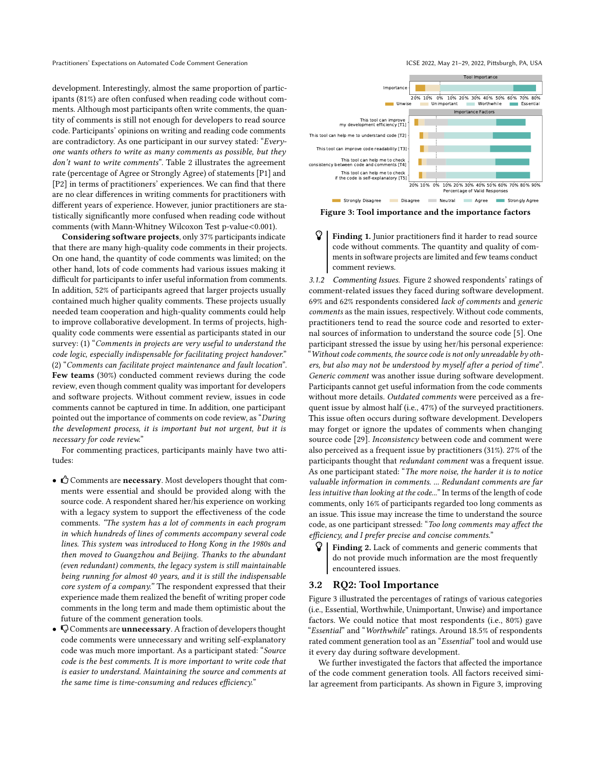development. Interestingly, almost the same proportion of participants (81%) are often confused when reading code without comments. Although most participants often write comments, the quantity of comments is still not enough for developers to read source code. Participants' opinions on writing and reading code comments are contradictory. As one participant in our survey stated: "*Everyone wants others to write as many comments as possible, but they don't want to write comments*". Table 2 illustrates the agreement rate (percentage of Agree or Strongly Agree) of statements [P1] and [P2] in terms of practitioners' experiences. We can find that there are no clear differences in writing comments for practitioners with different years of experience. However, junior practitioners are statistically significantly more confused when reading code without comments (with Mann-Whitney Wilcoxon Test p-value<0.001).

**Considering software projects**, only 37% participants indicate that there are many high-quality code comments in their projects. On one hand, the quantity of code comments was limited; on the other hand, lots of code comments had various issues making it difficult for participants to infer useful information from comments. In addition, 52% of participants agreed that larger projects usually contained much higher quality comments. These projects usually needed team cooperation and high-quality comments could help to improve collaborative development. In terms of projects, high-quality code comments were essential as participants stated in our survey: (1) "*Comments in projects are very useful to understand the code logic, especially indispensable for facilitating project handover.*" (2) "*Comments can facilitate project maintenance and fault location*". **Few teams** (30%) conducted comment reviews during the code review, even though comment quality was important for developers and software projects. Without comment review, issues in code comments cannot be captured in time. In addition, one participant pointed out the importance of comments on code review, as "*During the development process, it is important but not urgent, but it is necessary for code review.*"

For commenting practices, participants mainly have two attitudes:

- 👍 Comments are **necessary**. Most developers thought that comments were essential and should be provided along with the source code. A respondent shared her/his experience on working with a legacy system to support the effectiveness of the code comments. *"The system has a lot of comments in each program in which hundreds of lines of comments accompany several code lines. This system was introduced to Hong Kong in the 1980s and then moved to Guangzhou and Beijing. Thanks to the abundant (even redundant) comments, the legacy system is still maintainable being running for almost 40 years, and it is still the indispensable core system of a company."* The respondent expressed that their experience made them realized the benefit of writing proper code comments in the long term and made them optimistic about the future of the comment generation tools.
- 👎 Comments are **unnecessary**. A fraction of developers thought code comments were unnecessary and writing self-explanatory code was much more important. As a participant stated: "*Source code is the best comments. It is more important to write code that is easier to understand. Maintaining the source and comments at the same time is time-consuming and reduces efficiency.*"

Tool Importance
Importance
20% 10% 0% 10% 20% 30% 40% 50% 60% 70% 80%
Unwise Unimportant Worthwhile Essential

Importance Factors
This tool can improve my development efficiency [T1]
This tool can help me to understand code [T2]
This tool can improve code readability [T3]
This tool can help me to check consistency between code and comments [T4]
This tool can help me to check if the code is self-explanatory [T5]
20% 10% 0% 10% 20% 30% 40% 50% 60% 70% 80% 90%
Percentage of Valid Responses
Strongly Disagree Disagree Neutral Agree Strongly Agree

**Figure 3: Tool importance and the importance factors**

> **Finding 1.** Junior practitioners find it harder to read source code without comments. The quantity and quality of comments in software projects are limited and few teams conduct comment reviews.

*3.1.2 Commenting Issues.* Figure 2 showed respondents' ratings of comment-related issues they faced during software development. 69% and 62% respondents considered *lack of comments* and *generic comments* as the main issues, respectively. Without code comments, practitioners tend to read the source code and resorted to external sources of information to understand the source code [5]. One participant stressed the issue by using her/his personal experience: "*Without code comments, the source code is not only unreadable by others, but also may not be understood by myself after a period of time*". *Generic comment* was another issue during software development. Participants cannot get useful information from the code comments without more details. *Outdated comments* were perceived as a frequent issue by almost half (i.e., 47%) of the surveyed practitioners. This issue often occurs during software development. Developers may forget or ignore the updates of comments when changing source code [29]. *Inconsistency* between code and comment were also perceived as a frequent issue by practitioners (31%). 27% of the participants thought that *redundant comment* was a frequent issue. As one participant stated: "*The more noise, the harder it is to notice valuable information in comments. ... Redundant comments are far less intuitive than looking at the code...*" In terms of the length of code comments, only 16% of participants regarded too long comments as an issue. This issue may increase the time to understand the source code, as one participant stressed: "*Too long comments may affect the efficiency, and I prefer precise and concise comments.*"

> **Finding 2.** Lack of comments and generic comments that do not provide much information are the most frequently encountered issues.

## 3.2 RQ2: Tool Importance

Figure 3 illustrated the percentages of ratings of various categories (i.e., Essential, Worthwhile, Unimportant, Unwise) and importance factors. We could notice that most respondents (i.e., 80%) gave "*Essential*" and "*Worthwhile*" ratings. Around 18.5% of respondents rated comment generation tool as an "*Essential*" tool and would use it every day during software development.

We further investigated the factors that affected the importance of the code comment generation tools. All factors received similar agreement from participants. As shown in Figure 3, improving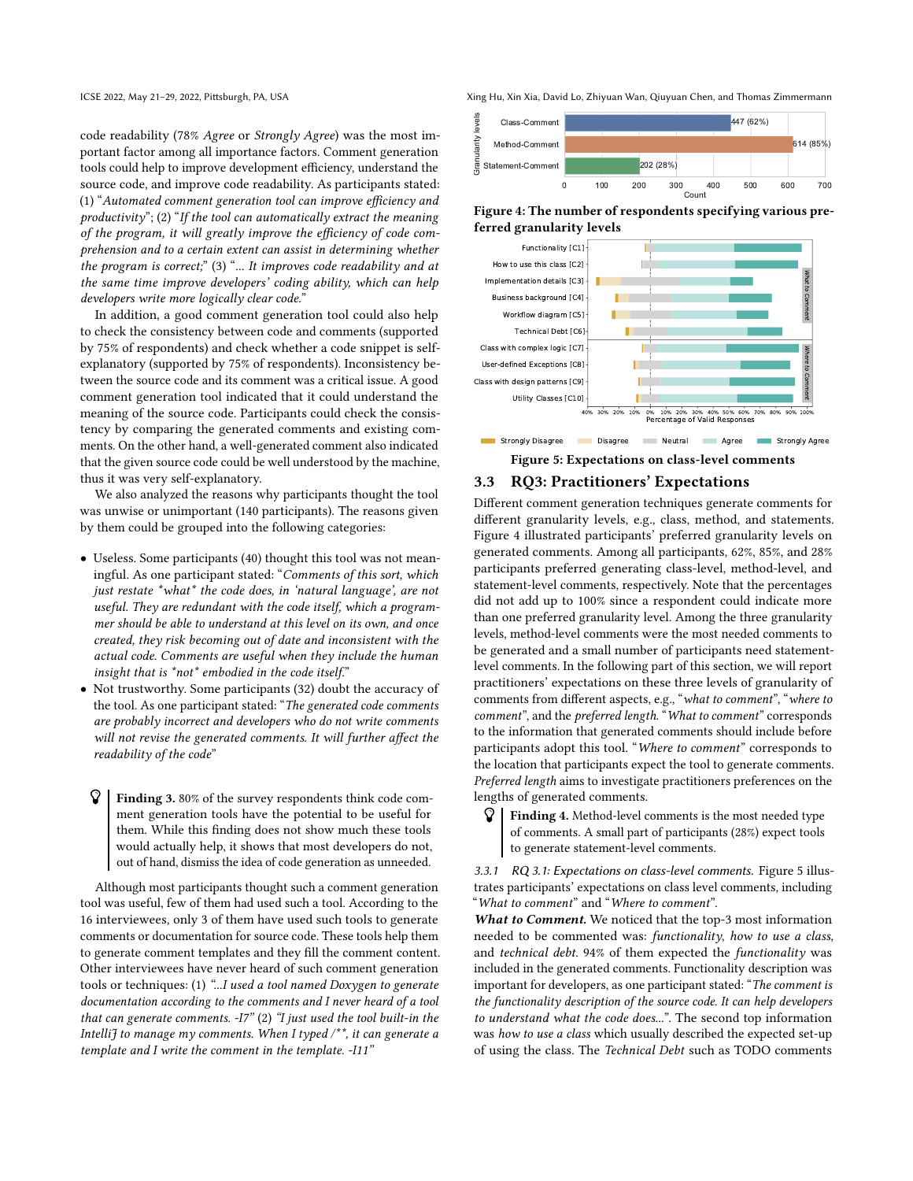code readability (78% *Agree* or *Strongly Agree*) was the most important factor among all importance factors. Comment generation tools could help to improve development efficiency, understand the source code, and improve code readability. As participants stated: (1) "*Automated comment generation tool can improve efficiency and productivity*"; (2) "*If the tool can automatically extract the meaning of the program, it will greatly improve the efficiency of code comprehension and to a certain extent can assist in determining whether the program is correct;*" (3) "*... It improves code readability and at the same time improve developers' coding ability, which can help developers write more logically clear code.*"

In addition, a good comment generation tool could also help to check the consistency between code and comments (supported by 75% of respondents) and check whether a code snippet is self-explanatory (supported by 75% of respondents). Inconsistency between the source code and its comment was a critical issue. A good comment generation tool indicated that it could understand the meaning of the source code. Participants could check the consistency by comparing the generated comments and existing comments. On the other hand, a well-generated comment also indicated that the given source code could be well understood by the machine, thus it was very self-explanatory.

We also analyzed the reasons why participants thought the tool was unwise or unimportant (140 participants). The reasons given by them could be grouped into the following categories:

- Useless. Some participants (40) thought this tool was not meaningful. As one participant stated: "*Comments of this sort, which just restate *what* the code does, in 'natural language', are not useful. They are redundant with the code itself, which a programmer should be able to understand at this level on its own, and once created, they risk becoming out of date and inconsistent with the actual code. Comments are useful when they include the human insight that is *not* embodied in the code itself.*"
- Not trustworthy. Some participants (32) doubt the accuracy of the tool. As one participant stated: "*The generated code comments are probably incorrect and developers who do not write comments will not revise the generated comments. It will further affect the readability of the code*"

> **Finding 3.** 80% of the survey respondents think code comment generation tools have the potential to be useful for them. While this finding does not show much these tools would actually help, it shows that most developers do not, out of hand, dismiss the idea of code generation as unneeded.

Although most participants thought such a comment generation tool was useful, few of them had used such a tool. According to the 16 interviewees, only 3 of them have used such tools to generate comments or documentation for source code. These tools help them to generate comment templates and they fill the comment content. Other interviewees have never heard of such comment generation tools or techniques: (1) *"...I used a tool named Doxygen to generate documentation according to the comments and I never heard of a tool that can generate comments. -I7"* (2) *"I just used the tool built-in the IntelliJ to manage my comments. When I typed /**, it can generate a template and I write the comment in the template. -I11"*

Granularity levels
Class-Comment 447 (62%)
Method-Comment 614 (85%)
Statement-Comment 202 (28%)
0 100 200 300 400 500 600 700
Count

**Figure 4: The number of respondents specifying various preferred granularity levels**

What to Comment: Functionality [C1], How to use this class [C2], Implementation details [C3], Business background [C4], Workflow diagram [C5], Technical Debt [C6]
Where to Comment: Class with complex logic [C7], User-defined Exceptions [C8], Class with design patterns [C9], Utility Classes [C10]
40% 30% 20% 10% 0% 10% 20% 30% 40% 50% 60% 70% 80% 90% 100%
Percentage of Valid Responses
Strongly Disagree, Disagree, Neutral, Agree, Strongly Agree

**Figure 5: Expectations on class-level comments**

## 3.3 RQ3: Practitioners' Expectations

Different comment generation techniques generate comments for different granularity levels, e.g., class, method, and statements. Figure 4 illustrated participants' preferred granularity levels on generated comments. Among all participants, 62%, 85%, and 28% participants preferred generating class-level, method-level, and statement-level comments, respectively. Note that the percentages did not add up to 100% since a respondent could indicate more than one preferred granularity level. Among the three granularity levels, method-level comments were the most needed comments to be generated and a small number of participants need statement-level comments. In the following part of this section, we will report practitioners' expectations on these three levels of granularity of comments from different aspects, e.g., "*what to comment*", "*where to comment*", and the *preferred length*. "*What to comment*" corresponds to the information that generated comments should include before participants adopt this tool. "*Where to comment*" corresponds to the location that participants expect the tool to generate comments. *Preferred length* aims to investigate practitioners preferences on the lengths of generated comments.

> **Finding 4.** Method-level comments is the most needed type of comments. A small part of participants (28%) expect tools to generate statement-level comments.

### 3.3.1 RQ 3.1: Expectations on class-level comments.

Figure 5 illustrates participants' expectations on class level comments, including "*What to comment*" and "*Where to comment*".

***What to Comment.*** We noticed that the top-3 most information needed to be commented was: *functionality*, *how to use a class*, and *technical debt*. 94% of them expected the *functionality* was included in the generated comments. Functionality description was important for developers, as one participant stated: "*The comment is the functionality description of the source code. It can help developers to understand what the code does...*". The second top information was *how to use a class* which usually described the expected set-up of using the class. The *Technical Debt* such as TODO comments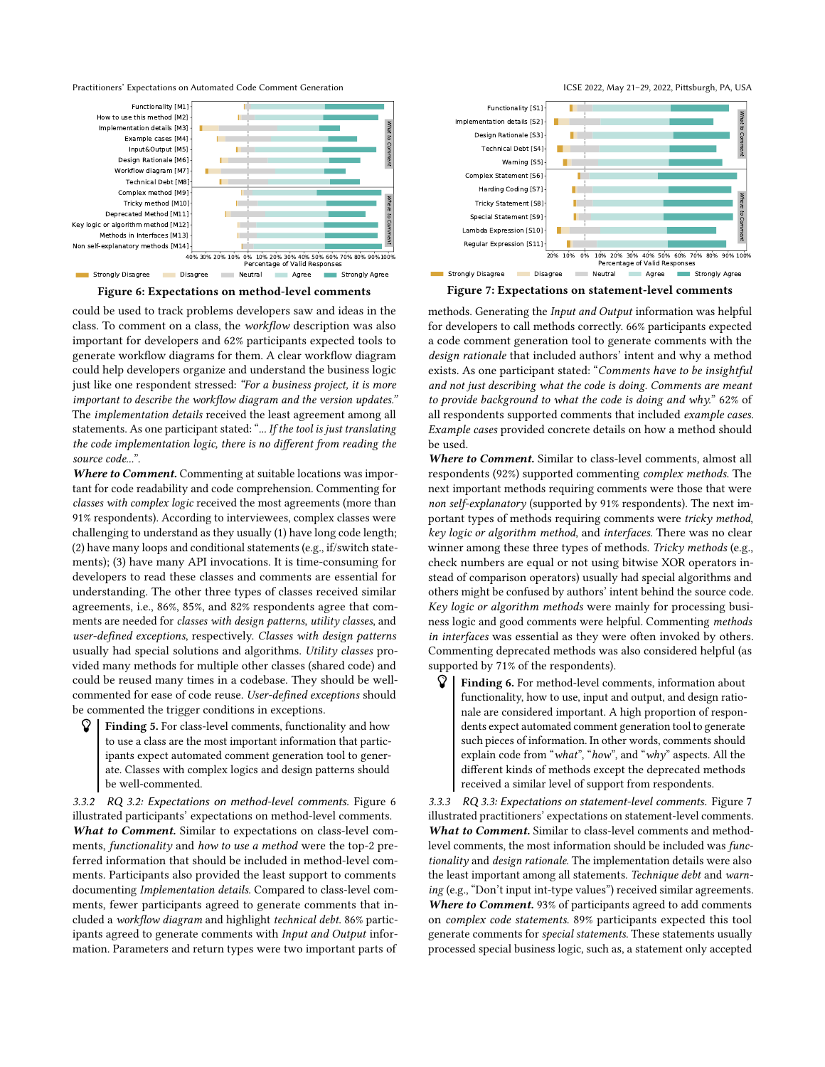Functionality [M1]
How to use this method [M2]
Implementation details [M3]
Example cases [M4]
Input&Output [M5]
Design Rationale [M6]
Workflow diagram [M7]
Technical Debt [M8]
Complex method [M9]
Tricky method [M10]
Deprecated Method [M11]
Key logic or algorithm method [M12]
Methods in Interfaces [M13]
Non self-explanatory methods [M14]

What to Comment
Where to Comment

40% 30% 20% 10% 0% 10% 20% 30% 40% 50% 60% 70% 80% 90% 100%
Percentage of Valid Responses

Strongly Disagree Disagree Neutral Agree Strongly Agree

**Figure 6: Expectations on method-level comments**

Functionality [S1]
Implementation details [S2]
Design Rationale [S3]
Technical Debt [S4]
Warning [S5]
Complex Statement [S6]
Harding Coding [S7]
Tricky Statement [S8]
Special Statement [S9]
Lambda Expression [S10]
Regular Expression [S11]

What to Comment
Where to Comment

20% 10% 0% 10% 20% 30% 40% 50% 60% 70% 80% 90% 100%
Percentage of Valid Responses

Strongly Disagree Disagree Neutral Agree Strongly Agree

**Figure 7: Expectations on statement-level comments**

could be used to track problems developers saw and ideas in the class. To comment on a class, the *workflow* description was also important for developers and 62% participants expected tools to generate workflow diagrams for them. A clear workflow diagram could help developers organize and understand the business logic just like one respondent stressed: *"For a business project, it is more important to describe the workflow diagram and the version updates."* The *implementation details* received the least agreement among all statements. As one participant stated: "*... If the tool is just translating the code implementation logic, there is no different from reading the source code...*".

***Where to Comment.*** Commenting at suitable locations was important for code readability and code comprehension. Commenting for *classes with complex logic* received the most agreements (more than 91% respondents). According to interviewees, complex classes were challenging to understand as they usually (1) have long code length; (2) have many loops and conditional statements (e.g., if/switch statements); (3) have many API invocations. It is time-consuming for developers to read these classes and comments are essential for understanding. The other three types of classes received similar agreements, i.e., 86%, 85%, and 82% respondents agree that comments are needed for *classes with design patterns*, *utility classes*, and *user-defined exceptions*, respectively. *Classes with design patterns* usually had special solutions and algorithms. *Utility classes* provided many methods for multiple other classes (shared code) and could be reused many times in a codebase. They should be well-commented for ease of code reuse. *User-defined exceptions* should be commented the trigger conditions in exceptions.

> **Finding 5.** For class-level comments, functionality and how to use a class are the most important information that participants expect automated comment generation tool to generate. Classes with complex logics and design patterns should be well-commented.

*3.3.2 RQ 3.2: Expectations on method-level comments.* Figure 6 illustrated participants' expectations on method-level comments.

***What to Comment.*** Similar to expectations on class-level comments, *functionality* and *how to use a method* were the top-2 preferred information that should be included in method-level comments. Participants also provided the least support to comments documenting *Implementation details*. Compared to class-level comments, fewer participants agreed to generate comments that included a *workflow diagram* and highlight *technical debt*. 86% participants agreed to generate comments with *Input and Output* information. Parameters and return types were two important parts of methods. Generating the *Input and Output* information was helpful for developers to call methods correctly. 66% participants expected a code comment generation tool to generate comments with the *design rationale* that included authors' intent and why a method exists. As one participant stated: "*Comments have to be insightful and not just describing what the code is doing. Comments are meant to provide background to what the code is doing and why.*" 62% of all respondents supported comments that included *example cases*. *Example cases* provided concrete details on how a method should be used.

***Where to Comment.*** Similar to class-level comments, almost all respondents (92%) supported commenting *complex methods*. The next important methods requiring comments were those that were *non self-explanatory* (supported by 91% respondents). The next important types of methods requiring comments were *tricky method*, *key logic or algorithm method*, and *interfaces*. There was no clear winner among these three types of methods. *Tricky methods* (e.g., check numbers are equal or not using bitwise XOR operators instead of comparison operators) usually had special algorithms and others might be confused by authors' intent behind the source code. *Key logic or algorithm methods* were mainly for processing business logic and good comments were helpful. Commenting *methods in interfaces* was essential as they were often invoked by others. Commenting deprecated methods was also considered helpful (as supported by 71% of the respondents).

> **Finding 6.** For method-level comments, information about functionality, how to use, input and output, and design rationale are considered important. A high proportion of respondents expect automated comment generation tool to generate such pieces of information. In other words, comments should explain code from "*what*", "*how*", and "*why*" aspects. All the different kinds of methods except the deprecated methods received a similar level of support from respondents.

*3.3.3 RQ 3.3: Expectations on statement-level comments.* Figure 7 illustrated practitioners' expectations on statement-level comments.

***What to Comment.*** Similar to class-level comments and method-level comments, the most information should be included was *functionality* and *design rationale*. The implementation details were also the least important among all statements. *Technique debt* and *warning* (e.g., "Don't input int-type values") received similar agreements.

***Where to Comment.*** 93% of participants agreed to add comments on *complex code statements*. 89% participants expected this tool generate comments for *special statements*. These statements usually processed special business logic, such as, a statement only accepted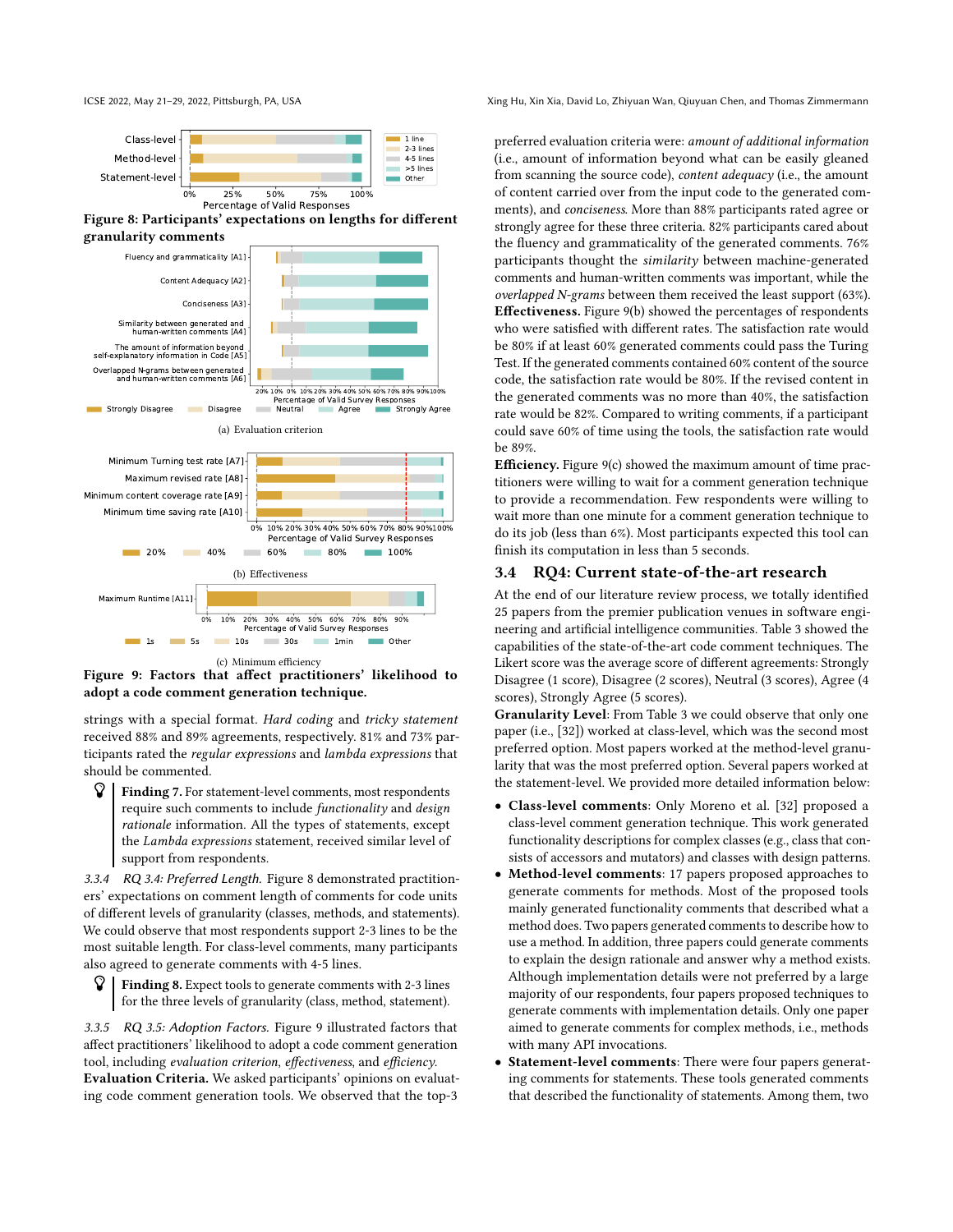Class-level
Method-level
Statement-level
0% 25% 50% 75% 100%
Percentage of Valid Responses
1 line
2-3 lines
4-5 lines
>5 lines
Other

**Figure 8: Participants' expectations on lengths for different granularity comments**

Fluency and grammaticality [A1]
Content Adequacy [A2]
Conciseness [A3]
Similarity between generated and human-written comments [A4]
The amount of information beyond self-explanatory information in Code [A5]
Overlapped N-grams between generated and human-written comments [A6]
20% 10% 0% 10% 20% 30% 40% 50% 60% 70% 80% 90% 100%
Percentage of Valid Survey Responses
Strongly Disagree Disagree Neutral Agree Strongly Agree

(a) Evaluation criterion

Minimum Turning test rate [A7]
Maximum revised rate [A8]
Minimum content coverage rate [A9]
Minimum time saving rate [A10]
0% 10% 20% 30% 40% 50% 60% 70% 80% 90% 100%
Percentage of Valid Survey Responses
20% 40% 60% 80% 100%

(b) Effectiveness

Maximum Runtime [A11]
0% 10% 20% 30% 40% 50% 60% 70% 80% 90%
Percentage of Valid Survey Responses
1s 5s 10s 30s 1min Other

(c) Minimum efficiency

**Figure 9: Factors that affect practitioners' likelihood to adopt a code comment generation technique.**

strings with a special format. *Hard coding* and *tricky statement* received 88% and 89% agreements, respectively. 81% and 73% participants rated the *regular expressions* and *lambda expressions* that should be commented.

> **Finding 7.** For statement-level comments, most respondents require such comments to include *functionality* and *design rationale* information. All the types of statements, except the *Lambda expressions* statement, received similar level of support from respondents.

*3.3.4 RQ 3.4: Preferred Length.* Figure 8 demonstrated practitioners' expectations on comment length of comments for code units of different levels of granularity (classes, methods, and statements). We could observe that most respondents support 2-3 lines to be the most suitable length. For class-level comments, many participants also agreed to generate comments with 4-5 lines.

> **Finding 8.** Expect tools to generate comments with 2-3 lines for the three levels of granularity (class, method, statement).

*3.3.5 RQ 3.5: Adoption Factors.* Figure 9 illustrated factors that affect practitioners' likelihood to adopt a code comment generation tool, including *evaluation criterion*, *effectiveness*, and *efficiency*.

**Evaluation Criteria.** We asked participants' opinions on evaluating code comment generation tools. We observed that the top-3 preferred evaluation criteria were: *amount of additional information* (i.e., amount of information beyond what can be easily gleaned from scanning the source code), *content adequacy* (i.e., the amount of content carried over from the input code to the generated comments), and *conciseness*. More than 88% participants rated agree or strongly agree for these three criteria. 82% participants cared about the fluency and grammaticality of the generated comments. 76% participants thought the *similarity* between machine-generated comments and human-written comments was important, while the *overlapped N-grams* between them received the least support (63%).

**Effectiveness.** Figure 9(b) showed the percentages of respondents who were satisfied with different rates. The satisfaction rate would be 80% if at least 60% generated comments could pass the Turing Test. If the generated comments contained 60% content of the source code, the satisfaction rate would be 80%. If the revised content in the generated comments was no more than 40%, the satisfaction rate would be 82%. Compared to writing comments, if a participant could save 60% of time using the tools, the satisfaction rate would be 89%.

**Efficiency.** Figure 9(c) showed the maximum amount of time practitioners were willing to wait for a comment generation technique to provide a recommendation. Few respondents were willing to wait more than one minute for a comment generation technique to do its job (less than 6%). Most participants expected this tool can finish its computation in less than 5 seconds.

## 3.4 RQ4: Current state-of-the-art research

At the end of our literature review process, we totally identified 25 papers from the premier publication venues in software engineering and artificial intelligence communities. Table 3 showed the capabilities of the state-of-the-art code comment techniques. The Likert score was the average score of different agreements: Strongly Disagree (1 score), Disagree (2 scores), Neutral (3 scores), Agree (4 scores), Strongly Agree (5 scores).

**Granularity Level**: From Table 3 we could observe that only one paper (i.e., [32]) worked at class-level, which was the second most preferred option. Most papers worked at the method-level granularity that was the most preferred option. Several papers worked at the statement-level. We provided more detailed information below:

- **Class-level comments**: Only Moreno et al. [32] proposed a class-level comment generation technique. This work generated functionality descriptions for complex classes (e.g., class that consists of accessors and mutators) and classes with design patterns.
- **Method-level comments**: 17 papers proposed approaches to generate comments for methods. Most of the proposed tools mainly generated functionality comments that described what a method does. Two papers generated comments to describe how to use a method. In addition, three papers could generate comments to explain the design rationale and answer why a method exists. Although implementation details were not preferred by a large majority of our respondents, four papers proposed techniques to generate comments with implementation details. Only one paper aimed to generate comments for complex methods, i.e., methods with many API invocations.
- **Statement-level comments**: There were four papers generating comments for statements. These tools generated comments that described the functionality of statements. Among them, two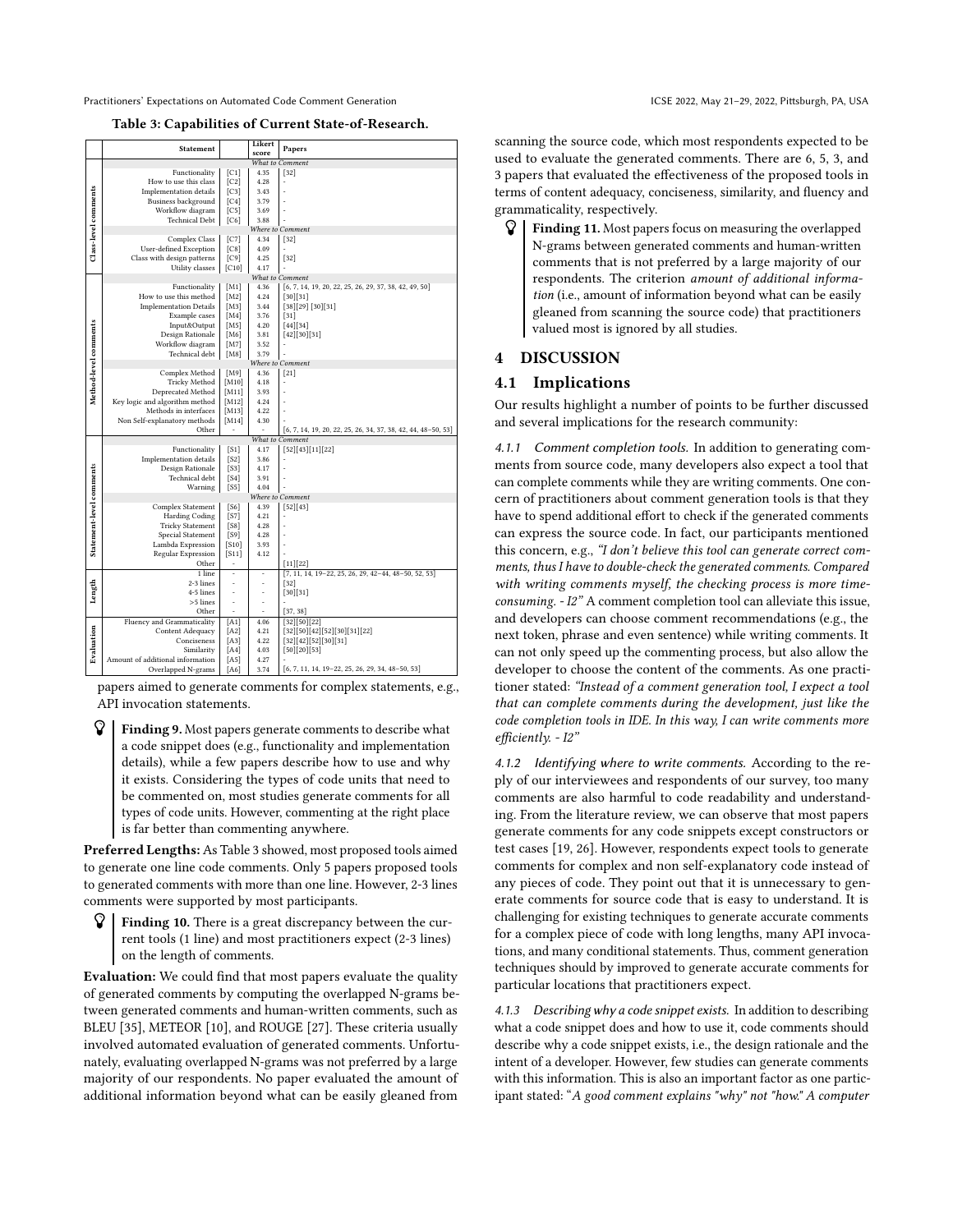**Table 3: Capabilities of Current State-of-Research.**

| | Statement | | Likert score | Papers |
|---|---|---|---|---|
| Class-level comments | *What to Comment* | | | |
| | Functionality | [C1] | 4.35 | [32] |
| | How to use this class | [C2] | 4.28 | - |
| | Implementation details | [C3] | 3.43 | - |
| | Business background | [C4] | 3.79 | - |
| | Workflow diagram | [C5] | 3.69 | - |
| | Technical Debt | [C6] | 3.88 | - |
| | *Where to Comment* | | | |
| | Complex Class | [C7] | 4.34 | [32] |
| | User-defined Exception | [C8] | 4.09 | - |
| | Class with design patterns | [C9] | 4.25 | [32] |
| | Utility classes | [C10] | 4.17 | - |
| Method-level comments | *What to Comment* | | | |
| | Functionality | [M1] | 4.36 | [6, 7, 14, 19, 20, 22, 25, 26, 29, 37, 38, 42, 49, 50] |
| | How to use this method | [M2] | 4.24 | [30][31] |
| | Implementation Details | [M3] | 3.44 | [38][29] [30][31] |
| | Example cases | [M4] | 3.76 | [31] |
| | Input&Output | [M5] | 4.20 | [44][34] |
| | Design Rationale | [M6] | 3.81 | [42][30][31] |
| | Workflow diagram | [M7] | 3.52 | - |
| | Technical debt | [M8] | 3.79 | - |
| | *Where to Comment* | | | |
| | Complex Method | [M9] | 4.36 | [21] |
| | Tricky Method | [M10] | 4.18 | - |
| | Deprecated Method | [M11] | 3.93 | - |
| | Key logic and algorithm method | [M12] | 4.24 | - |
| | Methods in interfaces | [M13] | 4.22 | - |
| | Non Self-explanatory methods | [M14] | 4.30 | - |
| | Other | - | - | [6, 7, 14, 19, 20, 22, 25, 26, 34, 37, 38, 42, 44, 48–50, 53] |
| Statement-level comments | *What to Comment* | | | |
| | Functionality | [S1] | 4.17 | [52][43][11][22] |
| | Implementation details | [S2] | 3.86 | - |
| | Design Rationale | [S3] | 4.17 | - |
| | Technical debt | [S4] | 3.91 | - |
| | Warning | [S5] | 4.04 | - |
| | *Where to Comment* | | | |
| | Complex Statement | [S6] | 4.39 | [52][43] |
| | Harding Coding | [S7] | 4.21 | - |
| | Tricky Statement | [S8] | 4.28 | - |
| | Special Statement | [S9] | 4.28 | - |
| | Lambda Expression | [S10] | 3.93 | - |
| | Regular Expression | [S11] | 4.12 | - |
| | Other | - | - | [11][22] |
| Length | 1 line | - | - | [7, 11, 14, 19–22, 25, 26, 29, 42–44, 48–50, 52, 53] |
| | 2-3 lines | - | - | [32] |
| | 4-5 lines | - | - | [30][31] |
| | >5 lines | - | - | - |
| | Other | - | - | [37, 38] |
| Evaluation | Fluency and Grammaticality | [A1] | 4.06 | [32][50][22] |
| | Content Adequacy | [A2] | 4.21 | [32][50][42][52][30][31][22] |
| | Conciseness | [A3] | 4.22 | [32][42][52][30][31] |
| | Similarity | [A4] | 4.03 | [50][20][53] |
| | Amount of additional information | [A5] | 4.27 | - |
| | Overlapped N-grams | [A6] | 3.74 | [6, 7, 11, 14, 19–22, 25, 26, 29, 34, 48–50, 53] |

papers aimed to generate comments for complex statements, e.g., API invocation statements.

> **Finding 9.** Most papers generate comments to describe what a code snippet does (e.g., functionality and implementation details), while a few papers describe how to use and why it exists. Considering the types of code units that need to be commented on, most studies generate comments for all types of code units. However, commenting at the right place is far better than commenting anywhere.

**Preferred Lengths:** As Table 3 showed, most proposed tools aimed to generate one line code comments. Only 5 papers proposed tools to generated comments with more than one line. However, 2-3 lines comments were supported by most participants.

> **Finding 10.** There is a great discrepancy between the current tools (1 line) and most practitioners expect (2-3 lines) on the length of comments.

**Evaluation:** We could find that most papers evaluate the quality of generated comments by computing the overlapped N-grams between generated comments and human-written comments, such as BLEU [35], METEOR [10], and ROUGE [27]. These criteria usually involved automated evaluation of generated comments. Unfortunately, evaluating overlapped N-grams was not preferred by a large majority of our respondents. No paper evaluated the amount of additional information beyond what can be easily gleaned from scanning the source code, which most respondents expected to be used to evaluate the generated comments. There are 6, 5, 3, and 3 papers that evaluated the effectiveness of the proposed tools in terms of content adequacy, conciseness, similarity, and fluency and grammaticality, respectively.

> **Finding 11.** Most papers focus on measuring the overlapped N-grams between generated comments and human-written comments that is not preferred by a large majority of our respondents. The criterion *amount of additional information* (i.e., amount of information beyond what can be easily gleaned from scanning the source code) that practitioners valued most is ignored by all studies.

## 4 DISCUSSION

### 4.1 Implications

Our results highlight a number of points to be further discussed and several implications for the research community:

*4.1.1 Comment completion tools.* In addition to generating comments from source code, many developers also expect a tool that can complete comments while they are writing comments. One concern of practitioners about comment generation tools is that they have to spend additional effort to check if the generated comments can express the source code. In fact, our participants mentioned this concern, e.g., *"I don't believe this tool can generate correct comments, thus I have to double-check the generated comments. Compared with writing comments myself, the checking process is more time-consuming. - I2"* A comment completion tool can alleviate this issue, and developers can choose comment recommendations (e.g., the next token, phrase and even sentence) while writing comments. It can not only speed up the commenting process, but also allow the developer to choose the content of the comments. As one practitioner stated: *"Instead of a comment generation tool, I expect a tool that can complete comments during the development, just like the code completion tools in IDE. In this way, I can write comments more efficiently. - I2"*

*4.1.2 Identifying where to write comments.* According to the reply of our interviewees and respondents of our survey, too many comments are also harmful to code readability and understanding. From the literature review, we can observe that most papers generate comments for any code snippets except constructors or test cases [19, 26]. However, respondents expect tools to generate comments for complex and non self-explanatory code instead of any pieces of code. They point out that it is unnecessary to generate comments for source code that is easy to understand. It is challenging for existing techniques to generate accurate comments for a complex piece of code with long lengths, many API invocations, and many conditional statements. Thus, comment generation techniques should by improved to generate accurate comments for particular locations that practitioners expect.

*4.1.3 Describing why a code snippet exists.* In addition to describing what a code snippet does and how to use it, code comments should describe why a code snippet exists, i.e., the design rationale and the intent of a developer. However, few studies can generate comments with this information. This is also an important factor as one participant stated: "*A good comment explains "why" not "how." A computer*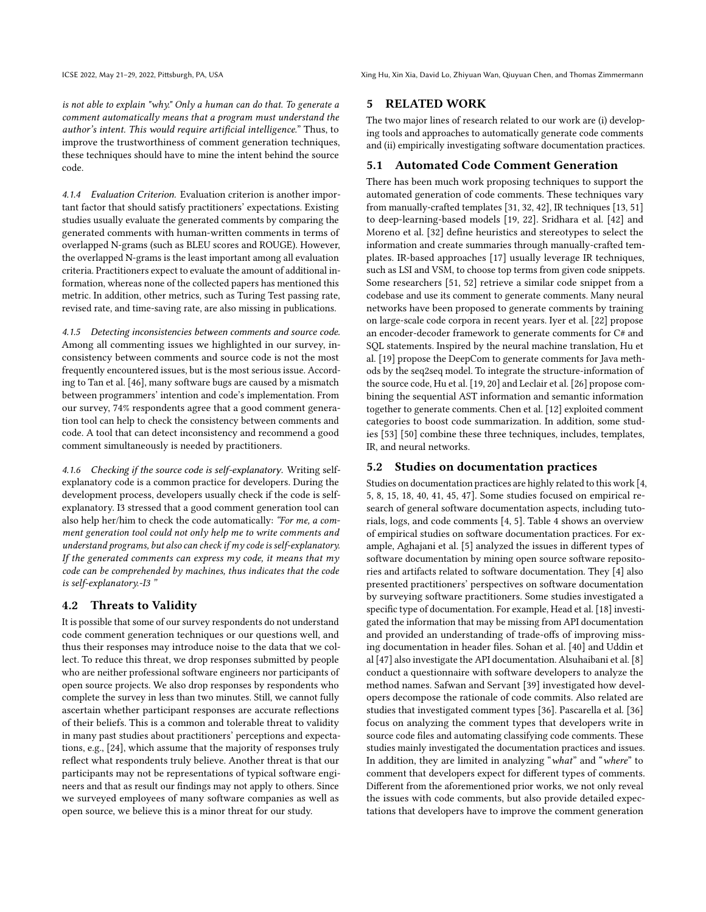*is not able to explain "why." Only a human can do that. To generate a comment automatically means that a program must understand the author's intent. This would require artificial intelligence.*" Thus, to improve the trustworthiness of comment generation techniques, these techniques should have to mine the intent behind the source code.

#### 4.1.4 Evaluation Criterion.

Evaluation criterion is another important factor that should satisfy practitioners' expectations. Existing studies usually evaluate the generated comments by comparing the generated comments with human-written comments in terms of overlapped N-grams (such as BLEU scores and ROUGE). However, the overlapped N-grams is the least important among all evaluation criteria. Practitioners expect to evaluate the amount of additional information, whereas none of the collected papers has mentioned this metric. In addition, other metrics, such as Turing Test passing rate, revised rate, and time-saving rate, are also missing in publications.

#### 4.1.5 Detecting inconsistencies between comments and source code.

Among all commenting issues we highlighted in our survey, inconsistency between comments and source code is not the most frequently encountered issues, but is the most serious issue. According to Tan et al. [46], many software bugs are caused by a mismatch between programmers' intention and code's implementation. From our survey, 74% respondents agree that a good comment generation tool can help to check the consistency between comments and code. A tool that can detect inconsistency and recommend a good comment simultaneously is needed by practitioners.

#### 4.1.6 Checking if the source code is self-explanatory.

Writing self-explanatory code is a common practice for developers. During the development process, developers usually check if the code is self-explanatory. I3 stressed that a good comment generation tool can also help her/him to check the code automatically: *"For me, a comment generation tool could not only help me to write comments and understand programs, but also can check if my code is self-explanatory. If the generated comments can express my code, it means that my code can be comprehended by machines, thus indicates that the code is self-explanatory.-I3 "*

### 4.2 Threats to Validity

It is possible that some of our survey respondents do not understand code comment generation techniques or our questions well, and thus their responses may introduce noise to the data that we collect. To reduce this threat, we drop responses submitted by people who are neither professional software engineers nor participants of open source projects. We also drop responses by respondents who complete the survey in less than two minutes. Still, we cannot fully ascertain whether participant responses are accurate reflections of their beliefs. This is a common and tolerable threat to validity in many past studies about practitioners' perceptions and expectations, e.g., [24], which assume that the majority of responses truly reflect what respondents truly believe. Another threat is that our participants may not be representations of typical software engineers and that as result our findings may not apply to others. Since we surveyed employees of many software companies as well as open source, we believe this is a minor threat for our study.

## 5 RELATED WORK

The two major lines of research related to our work are (i) developing tools and approaches to automatically generate code comments and (ii) empirically investigating software documentation practices.

### 5.1 Automated Code Comment Generation

There has been much work proposing techniques to support the automated generation of code comments. These techniques vary from manually-crafted templates [31, 32, 42], IR techniques [13, 51] to deep-learning-based models [19, 22]. Sridhara et al. [42] and Moreno et al. [32] define heuristics and stereotypes to select the information and create summaries through manually-crafted templates. IR-based approaches [17] usually leverage IR techniques, such as LSI and VSM, to choose top terms from given code snippets. Some researchers [51, 52] retrieve a similar code snippet from a codebase and use its comment to generate comments. Many neural networks have been proposed to generate comments by training on large-scale code corpora in recent years. Iyer et al. [22] propose an encoder-decoder framework to generate comments for C# and SQL statements. Inspired by the neural machine translation, Hu et al. [19] propose the DeepCom to generate comments for Java methods by the seq2seq model. To integrate the structure-information of the source code, Hu et al. [19, 20] and Leclair et al. [26] propose combining the sequential AST information and semantic information together to generate comments. Chen et al. [12] exploited comment categories to boost code summarization. In addition, some studies [53] [50] combine these three techniques, includes, templates, IR, and neural networks.

### 5.2 Studies on documentation practices

Studies on documentation practices are highly related to this work [4, 5, 8, 15, 18, 40, 41, 45, 47]. Some studies focused on empirical research of general software documentation aspects, including tutorials, logs, and code comments [4, 5]. Table 4 shows an overview of empirical studies on software documentation practices. For example, Aghajani et al. [5] analyzed the issues in different types of software documentation by mining open source software repositories and artifacts related to software documentation. They [4] also presented practitioners' perspectives on software documentation by surveying software practitioners. Some studies investigated a specific type of documentation. For example, Head et al. [18] investigated the information that may be missing from API documentation and provided an understanding of trade-offs of improving missing documentation in header files. Sohan et al. [40] and Uddin et al [47] also investigate the API documentation. Alsuhaibani et al. [8] conduct a questionnaire with software developers to analyze the method names. Safwan and Servant [39] investigated how developers decompose the rationale of code commits. Also related are studies that investigated comment types [36]. Pascarella et al. [36] focus on analyzing the comment types that developers write in source code files and automating classifying code comments. These studies mainly investigated the documentation practices and issues. In addition, they are limited in analyzing "*what*" and "*where*" to comment that developers expect for different types of comments. Different from the aforementioned prior works, we not only reveal the issues with code comments, but also provide detailed expectations that developers have to improve the comment generation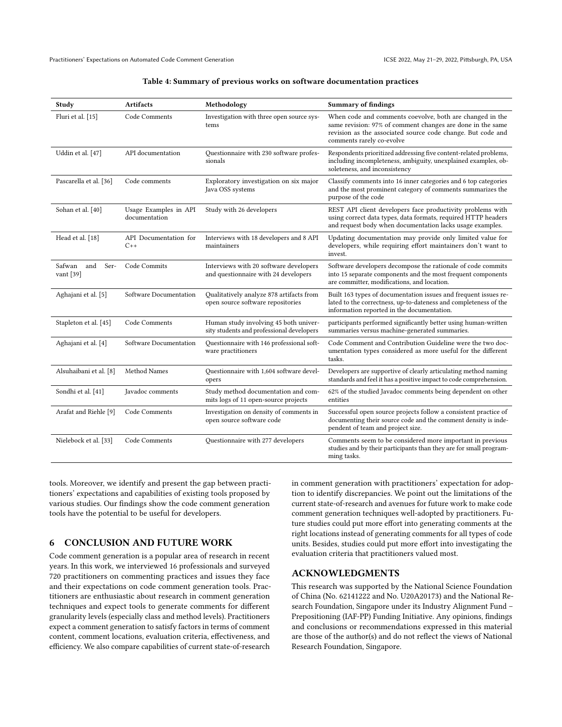**Table 4: Summary of previous works on software documentation practices**

| Study | Artifacts | Methodology | Summary of findings |
|---|---|---|---|
| Fluri et al. [15] | Code Comments | Investigation with three open source systems | When code and comments coevolve, both are changed in the same revision: 97% of comment changes are done in the same revision as the associated source code change. But code and comments rarely co-evolve |
| Uddin et al. [47] | API documentation | Questionnaire with 230 software professionals | Respondents prioritized addressing five content-related problems, including incompleteness, ambiguity, unexplained examples, obsoleteness, and inconsistency |
| Pascarella et al. [36] | Code comments | Exploratory investigation on six major Java OSS systems | Classify comments into 16 inner categories and 6 top categories and the most prominent category of comments summarizes the purpose of the code |
| Sohan et al. [40] | Usage Examples in API documentation | Study with 26 developers | REST API client developers face productivity problems with using correct data types, data formats, required HTTP headers and request body when documentation lacks usage examples. |
| Head et al. [18] | API Documentation for C++ | Interviews with 18 developers and 8 API maintainers | Updating documentation may provide only limited value for developers, while requiring effort maintainers don't want to invest. |
| Safwan and Servant [39] | Code Commits | Interviews with 20 software developers and questionnaire with 24 developers | Software developers decompose the rationale of code commits into 15 separate components and the most frequent components are committer, modifications, and location. |
| Aghajani et al. [5] | Software Documentation | Qualitatively analyze 878 artifacts from open source software repositories | Built 163 types of documentation issues and frequent issues related to the correctness, up-to-dateness and completeness of the information reported in the documentation. |
| Stapleton et al. [45] | Code Comments | Human study involving 45 both university students and professional developers | participants performed significantly better using human-written summaries versus machine-generated summaries. |
| Aghajani et al. [4] | Software Documentation | Questionnaire with 146 professional software practitioners | Code Comment and Contribution Guideline were the two documentation types considered as more useful for the different tasks. |
| Alsuhaibani et al. [8] | Method Names | Questionnaire with 1,604 software developers | Developers are supportive of clearly articulating method naming standards and feel it has a positive impact to code comprehension. |
| Sondhi et al. [41] | Javadoc comments | Study method documentation and commits logs of 11 open-source projects | 62% of the studied Javadoc comments being dependent on other entities |
| Arafat and Riehle [9] | Code Comments | Investigation on density of comments in open source software code | Successful open source projects follow a consistent practice of documenting their source code and the comment density is independent of team and project size. |
| Nielebock et al. [33] | Code Comments | Questionnaire with 277 developers | Comments seem to be considered more important in previous studies and by their participants than they are for small programming tasks. |

tools. Moreover, we identify and present the gap between practitioners' expectations and capabilities of existing tools proposed by various studies. Our findings show the code comment generation tools have the potential to be useful for developers.

## 6 CONCLUSION AND FUTURE WORK

Code comment generation is a popular area of research in recent years. In this work, we interviewed 16 professionals and surveyed 720 practitioners on commenting practices and issues they face and their expectations on code comment generation tools. Practitioners are enthusiastic about research in comment generation techniques and expect tools to generate comments for different granularity levels (especially class and method levels). Practitioners expect a comment generation to satisfy factors in terms of comment content, comment locations, evaluation criteria, effectiveness, and efficiency. We also compare capabilities of current state-of-research in comment generation with practitioners' expectation for adoption to identify discrepancies. We point out the limitations of the current state-of-research and avenues for future work to make code comment generation techniques well-adopted by practitioners. Future studies could put more effort into generating comments at the right locations instead of generating comments for all types of code units. Besides, studies could put more effort into investigating the evaluation criteria that practitioners valued most.

## ACKNOWLEDGMENTS

This research was supported by the National Science Foundation of China (No. 62141222 and No. U20A20173) and the National Research Foundation, Singapore under its Industry Alignment Fund – Prepositioning (IAF-PP) Funding Initiative. Any opinions, findings and conclusions or recommendations expressed in this material are those of the author(s) and do not reflect the views of National Research Foundation, Singapore.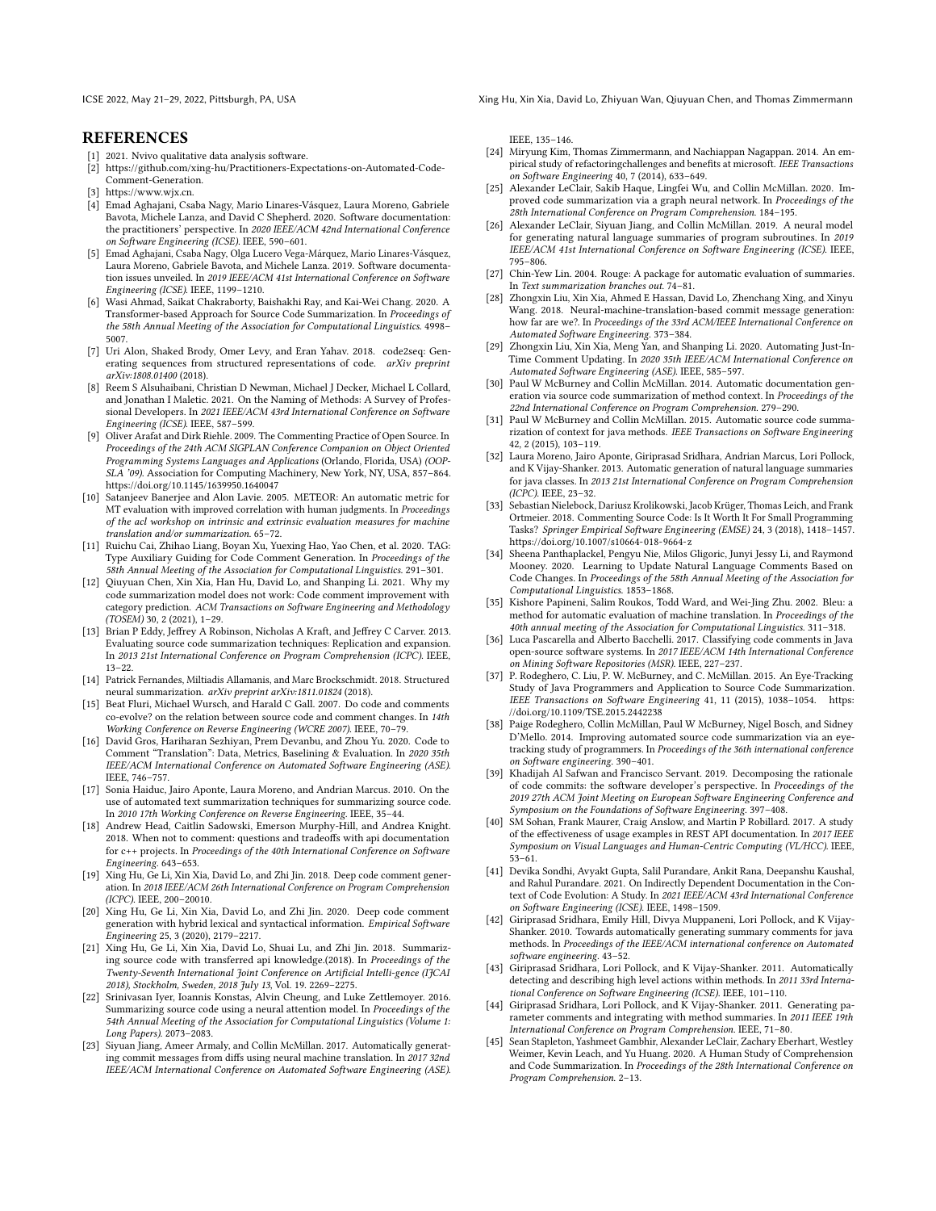## REFERENCES

- [1] 2021. Nvivo qualitative data analysis software.
- [2] https://github.com/xing-hu/Practitioners-Expectations-on-Automated-Code-Comment-Generation.
- [3] https://www.wjx.cn.
- [4] Emad Aghajani, Csaba Nagy, Mario Linares-Vásquez, Laura Moreno, Gabriele Bavota, Michele Lanza, and David C Shepherd. 2020. Software documentation: the practitioners' perspective. In *2020 IEEE/ACM 42nd International Conference on Software Engineering (ICSE)*. IEEE, 590–601.
- [5] Emad Aghajani, Csaba Nagy, Olga Lucero Vega-Márquez, Mario Linares-Vásquez, Laura Moreno, Gabriele Bavota, and Michele Lanza. 2019. Software documentation issues unveiled. In *2019 IEEE/ACM 41st International Conference on Software Engineering (ICSE)*. IEEE, 1199–1210.
- [6] Wasi Ahmad, Saikat Chakraborty, Baishakhi Ray, and Kai-Wei Chang. 2020. A Transformer-based Approach for Source Code Summarization. In *Proceedings of the 58th Annual Meeting of the Association for Computational Linguistics*. 4998–5007.
- [7] Uri Alon, Shaked Brody, Omer Levy, and Eran Yahav. 2018. code2seq: Generating sequences from structured representations of code. *arXiv preprint arXiv:1808.01400* (2018).
- [8] Reem S Alsuhaibani, Christian D Newman, Michael J Decker, Michael L Collard, and Jonathan I Maletic. 2021. On the Naming of Methods: A Survey of Professional Developers. In *2021 IEEE/ACM 43rd International Conference on Software Engineering (ICSE)*. IEEE, 587–599.
- [9] Oliver Arafat and Dirk Riehle. 2009. The Commenting Practice of Open Source. In *Proceedings of the 24th ACM SIGPLAN Conference Companion on Object Oriented Programming Systems Languages and Applications* (Orlando, Florida, USA) *(OOPSLA '09)*. Association for Computing Machinery, New York, NY, USA, 857–864. https://doi.org/10.1145/1639950.1640047
- [10] Satanjeev Banerjee and Alon Lavie. 2005. METEOR: An automatic metric for MT evaluation with improved correlation with human judgments. In *Proceedings of the acl workshop on intrinsic and extrinsic evaluation measures for machine translation and/or summarization*. 65–72.
- [11] Ruichu Cai, Zhihao Liang, Boyan Xu, Yuexing Hao, Yao Chen, et al. 2020. TAG: Type Auxiliary Guiding for Code Comment Generation. In *Proceedings of the 58th Annual Meeting of the Association for Computational Linguistics*. 291–301.
- [12] Qiuyuan Chen, Xin Xia, Han Hu, David Lo, and Shanping Li. 2021. Why my code summarization model does not work: Code comment improvement with category prediction. *ACM Transactions on Software Engineering and Methodology (TOSEM)* 30, 2 (2021), 1–29.
- [13] Brian P Eddy, Jeffrey A Robinson, Nicholas A Kraft, and Jeffrey C Carver. 2013. Evaluating source code summarization techniques: Replication and expansion. In *2013 21st International Conference on Program Comprehension (ICPC)*. IEEE, 13–22.
- [14] Patrick Fernandes, Miltiadis Allamanis, and Marc Brockschmidt. 2018. Structured neural summarization. *arXiv preprint arXiv:1811.01824* (2018).
- [15] Beat Fluri, Michael Wursch, and Harald C Gall. 2007. Do code and comments co-evolve? on the relation between source code and comment changes. In *14th Working Conference on Reverse Engineering (WCRE 2007)*. IEEE, 70–79.
- [16] David Gros, Hariharan Sezhiyan, Prem Devanbu, and Zhou Yu. 2020. Code to Comment "Translation": Data, Metrics, Baselining & Evaluation. In *2020 35th IEEE/ACM International Conference on Automated Software Engineering (ASE)*. IEEE, 746–757.
- [17] Sonia Haiduc, Jairo Aponte, Laura Moreno, and Andrian Marcus. 2010. On the use of automated text summarization techniques for summarizing source code. In *2010 17th Working Conference on Reverse Engineering*. IEEE, 35–44.
- [18] Andrew Head, Caitlin Sadowski, Emerson Murphy-Hill, and Andrea Knight. 2018. When not to comment: questions and tradeoffs with api documentation for c++ projects. In *Proceedings of the 40th International Conference on Software Engineering*. 643–653.
- [19] Xing Hu, Ge Li, Xin Xia, David Lo, and Zhi Jin. 2018. Deep code comment generation. In *2018 IEEE/ACM 26th International Conference on Program Comprehension (ICPC)*. IEEE, 200–20010.
- [20] Xing Hu, Ge Li, Xin Xia, David Lo, and Zhi Jin. 2020. Deep code comment generation with hybrid lexical and syntactical information. *Empirical Software Engineering* 25, 3 (2020), 2179–2217.
- [21] Xing Hu, Ge Li, Xin Xia, David Lo, Shuai Lu, and Zhi Jin. 2018. Summarizing source code with transferred api knowledge.(2018). In *Proceedings of the Twenty-Seventh International Joint Conference on Artificial Intelli-gence (IJCAI 2018), Stockholm, Sweden, 2018 July 13*, Vol. 19. 2269–2275.
- [22] Srinivasan Iyer, Ioannis Konstas, Alvin Cheung, and Luke Zettlemoyer. 2016. Summarizing source code using a neural attention model. In *Proceedings of the 54th Annual Meeting of the Association for Computational Linguistics (Volume 1: Long Papers)*. 2073–2083.
- [23] Siyuan Jiang, Ameer Armaly, and Collin McMillan. 2017. Automatically generating commit messages from diffs using neural machine translation. In *2017 32nd IEEE/ACM International Conference on Automated Software Engineering (ASE)*. IEEE, 135–146.
- [24] Miryung Kim, Thomas Zimmermann, and Nachiappan Nagappan. 2014. An empirical study of refactoringchallenges and benefits at microsoft. *IEEE Transactions on Software Engineering* 40, 7 (2014), 633–649.
- [25] Alexander LeClair, Sakib Haque, Lingfei Wu, and Collin McMillan. 2020. Improved code summarization via a graph neural network. In *Proceedings of the 28th International Conference on Program Comprehension*. 184–195.
- [26] Alexander LeClair, Siyuan Jiang, and Collin McMillan. 2019. A neural model for generating natural language summaries of program subroutines. In *2019 IEEE/ACM 41st International Conference on Software Engineering (ICSE)*. IEEE, 795–806.
- [27] Chin-Yew Lin. 2004. Rouge: A package for automatic evaluation of summaries. In *Text summarization branches out*. 74–81.
- [28] Zhongxin Liu, Xin Xia, Ahmed E Hassan, David Lo, Zhenchang Xing, and Xinyu Wang. 2018. Neural-machine-translation-based commit message generation: how far are we?. In *Proceedings of the 33rd ACM/IEEE International Conference on Automated Software Engineering*. 373–384.
- [29] Zhongxin Liu, Xin Xia, Meng Yan, and Shanping Li. 2020. Automating Just-In-Time Comment Updating. In *2020 35th IEEE/ACM International Conference on Automated Software Engineering (ASE)*. IEEE, 585–597.
- [30] Paul W McBurney and Collin McMillan. 2014. Automatic documentation generation via source code summarization of method context. In *Proceedings of the 22nd International Conference on Program Comprehension*. 279–290.
- [31] Paul W McBurney and Collin McMillan. 2015. Automatic source code summarization of context for java methods. *IEEE Transactions on Software Engineering* 42, 2 (2015), 103–119.
- [32] Laura Moreno, Jairo Aponte, Giriprasad Sridhara, Andrian Marcus, Lori Pollock, and K Vijay-Shanker. 2013. Automatic generation of natural language summaries for java classes. In *2013 21st International Conference on Program Comprehension (ICPC)*. IEEE, 23–32.
- [33] Sebastian Nielebock, Dariusz Krolikowski, Jacob Krüger, Thomas Leich, and Frank Ortmeier. 2018. Commenting Source Code: Is It Worth It For Small Programming Tasks? *Springer Empirical Software Engineering (EMSE)* 24, 3 (2018), 1418–1457. https://doi.org/10.1007/s10664-018-9664-z
- [34] Sheena Panthaplackel, Pengyu Nie, Milos Gligoric, Junyi Jessy Li, and Raymond Mooney. 2020. Learning to Update Natural Language Comments Based on Code Changes. In *Proceedings of the 58th Annual Meeting of the Association for Computational Linguistics*. 1853–1868.
- [35] Kishore Papineni, Salim Roukos, Todd Ward, and Wei-Jing Zhu. 2002. Bleu: a method for automatic evaluation of machine translation. In *Proceedings of the 40th annual meeting of the Association for Computational Linguistics*. 311–318.
- [36] Luca Pascarella and Alberto Bacchelli. 2017. Classifying code comments in Java open-source software systems. In *2017 IEEE/ACM 14th International Conference on Mining Software Repositories (MSR)*. IEEE, 227–237.
- [37] P. Rodeghero, C. Liu, P. W. McBurney, and C. McMillan. 2015. An Eye-Tracking Study of Java Programmers and Application to Source Code Summarization. *IEEE Transactions on Software Engineering* 41, 11 (2015), 1038–1054. https://doi.org/10.1109/TSE.2015.2442238
- [38] Paige Rodeghero, Collin McMillan, Paul W McBurney, Nigel Bosch, and Sidney D'Mello. 2014. Improving automated source code summarization via an eye-tracking study of programmers. In *Proceedings of the 36th international conference on Software engineering*. 390–401.
- [39] Khadijah Al Safwan and Francisco Servant. 2019. Decomposing the rationale of code commits: the software developer's perspective. In *Proceedings of the 2019 27th ACM Joint Meeting on European Software Engineering Conference and Symposium on the Foundations of Software Engineering*. 397–408.
- [40] SM Sohan, Frank Maurer, Craig Anslow, and Martin P Robillard. 2017. A study of the effectiveness of usage examples in REST API documentation. In *2017 IEEE Symposium on Visual Languages and Human-Centric Computing (VL/HCC)*. IEEE, 53–61.
- [41] Devika Sondhi, Avyakt Gupta, Salil Purandare, Ankit Rana, Deepanshu Kaushal, and Rahul Purandare. 2021. On Indirectly Dependent Documentation in the Context of Code Evolution: A Study. In *2021 IEEE/ACM 43rd International Conference on Software Engineering (ICSE)*. IEEE, 1498–1509.
- [42] Giriprasad Sridhara, Emily Hill, Divya Muppaneni, Lori Pollock, and K Vijay-Shanker. 2010. Towards automatically generating summary comments for java methods. In *Proceedings of the IEEE/ACM international conference on Automated software engineering*. 43–52.
- [43] Giriprasad Sridhara, Lori Pollock, and K Vijay-Shanker. 2011. Automatically detecting and describing high level actions within methods. In *2011 33rd International Conference on Software Engineering (ICSE)*. IEEE, 101–110.
- [44] Giriprasad Sridhara, Lori Pollock, and K Vijay-Shanker. 2011. Generating parameter comments and integrating with method summaries. In *2011 IEEE 19th International Conference on Program Comprehension*. IEEE, 71–80.
- [45] Sean Stapleton, Yashmeet Gambhir, Alexander LeClair, Zachary Eberhart, Westley Weimer, Kevin Leach, and Yu Huang. 2020. A Human Study of Comprehension and Code Summarization. In *Proceedings of the 28th International Conference on Program Comprehension*. 2–13.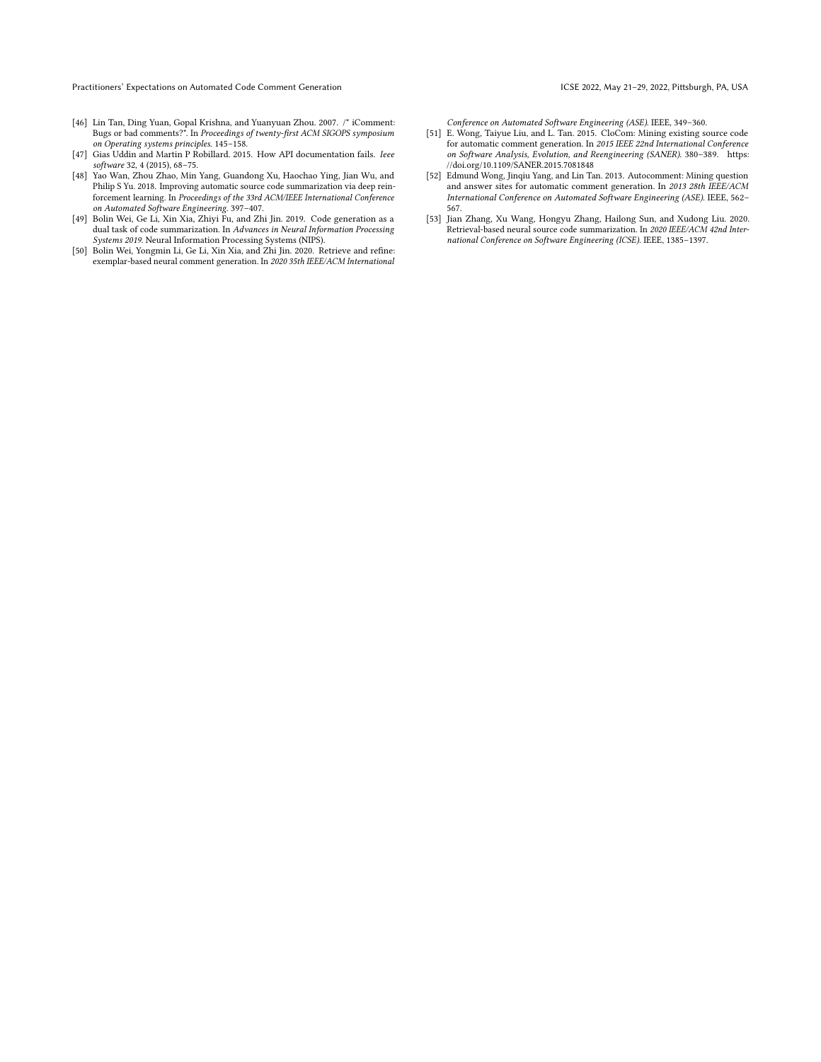[46] Lin Tan, Ding Yuan, Gopal Krishna, and Yuanyuan Zhou. 2007. /* iComment: Bugs or bad comments?*. In *Proceedings of twenty-first ACM SIGOPS symposium on Operating systems principles*. 145–158.

[47] Gias Uddin and Martin P Robillard. 2015. How API documentation fails. *Ieee software* 32, 4 (2015), 68–75.

[48] Yao Wan, Zhou Zhao, Min Yang, Guandong Xu, Haochao Ying, Jian Wu, and Philip S Yu. 2018. Improving automatic source code summarization via deep reinforcement learning. In *Proceedings of the 33rd ACM/IEEE International Conference on Automated Software Engineering*. 397–407.

[49] Bolin Wei, Ge Li, Xin Xia, Zhiyi Fu, and Zhi Jin. 2019. Code generation as a dual task of code summarization. In *Advances in Neural Information Processing Systems 2019*. Neural Information Processing Systems (NIPS).

[50] Bolin Wei, Yongmin Li, Ge Li, Xin Xia, and Zhi Jin. 2020. Retrieve and refine: exemplar-based neural comment generation. In *2020 35th IEEE/ACM International Conference on Automated Software Engineering (ASE)*. IEEE, 349–360.

[51] E. Wong, Taiyue Liu, and L. Tan. 2015. CloCom: Mining existing source code for automatic comment generation. In *2015 IEEE 22nd International Conference on Software Analysis, Evolution, and Reengineering (SANER)*. 380–389. https://doi.org/10.1109/SANER.2015.7081848

[52] Edmund Wong, Jinqiu Yang, and Lin Tan. 2013. Autocomment: Mining question and answer sites for automatic comment generation. In *2013 28th IEEE/ACM International Conference on Automated Software Engineering (ASE)*. IEEE, 562–567.

[53] Jian Zhang, Xu Wang, Hongyu Zhang, Hailong Sun, and Xudong Liu. 2020. Retrieval-based neural source code summarization. In *2020 IEEE/ACM 42nd International Conference on Software Engineering (ICSE)*. IEEE, 1385–1397.